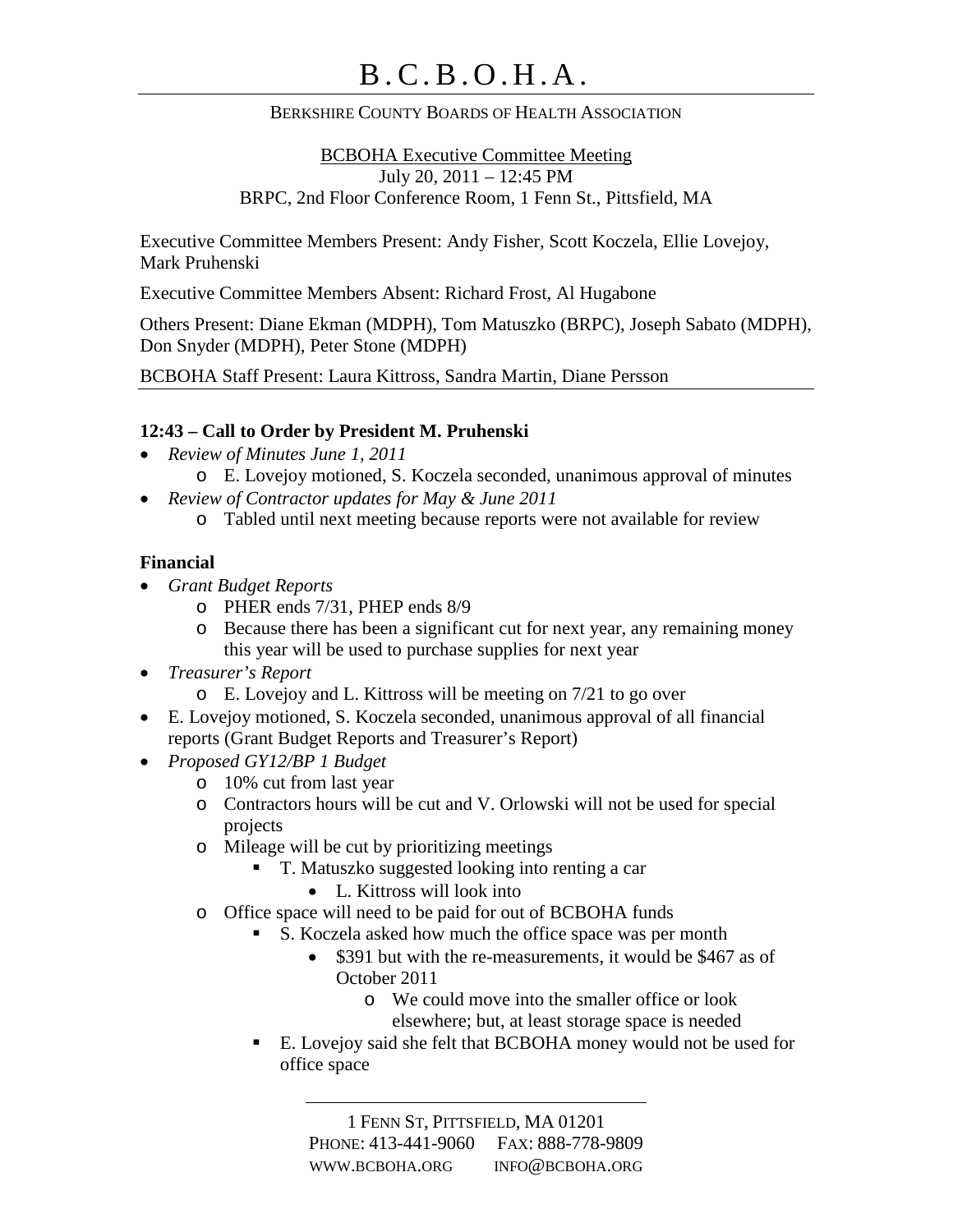# B.C.B.O.H.A.

BERKSHIRE COUNTY BOARDS OF HEALTH ASSOCIATION

BCBOHA Executive Committee Meeting
July 20, 2011 – 12:45 PM
BRPC, 2nd Floor Conference Room, 1 Fenn St., Pittsfield, MA

Executive Committee Members Present: Andy Fisher, Scott Koczela, Ellie Lovejoy, Mark Pruhenski

Executive Committee Members Absent: Richard Frost, Al Hugabone

Others Present: Diane Ekman (MDPH), Tom Matuszko (BRPC), Joseph Sabato (MDPH), Don Snyder (MDPH), Peter Stone (MDPH)

BCBOHA Staff Present: Laura Kittross, Sandra Martin, Diane Persson

**12:43 – Call to Order by President M. Pruhenski**

- *Review of Minutes June 1, 2011*
  - E. Lovejoy motioned, S. Koczela seconded, unanimous approval of minutes
- *Review of Contractor updates for May & June 2011*
  - Tabled until next meeting because reports were not available for review

**Financial**

- *Grant Budget Reports*
  - PHER ends 7/31, PHEP ends 8/9
  - Because there has been a significant cut for next year, any remaining money this year will be used to purchase supplies for next year
- *Treasurer's Report*
  - E. Lovejoy and L. Kittross will be meeting on 7/21 to go over
- E. Lovejoy motioned, S. Koczela seconded, unanimous approval of all financial reports (Grant Budget Reports and Treasurer's Report)
- *Proposed GY12/BP 1 Budget*
  - 10% cut from last year
  - Contractors hours will be cut and V. Orlowski will not be used for special projects
  - Mileage will be cut by prioritizing meetings
    - T. Matuszko suggested looking into renting a car
      - L. Kittross will look into
  - Office space will need to be paid for out of BCBOHA funds
    - S. Koczela asked how much the office space was per month
      - \$391 but with the re-measurements, it would be \$467 as of October 2011
        - We could move into the smaller office or look elsewhere; but, at least storage space is needed
    - E. Lovejoy said she felt that BCBOHA money would not be used for office space

1 FENN ST, PITTSFIELD, MA 01201
PHONE: 413-441-9060 FAX: 888-778-9809
WWW.BCBOHA.ORG INFO@BCBOHA.ORG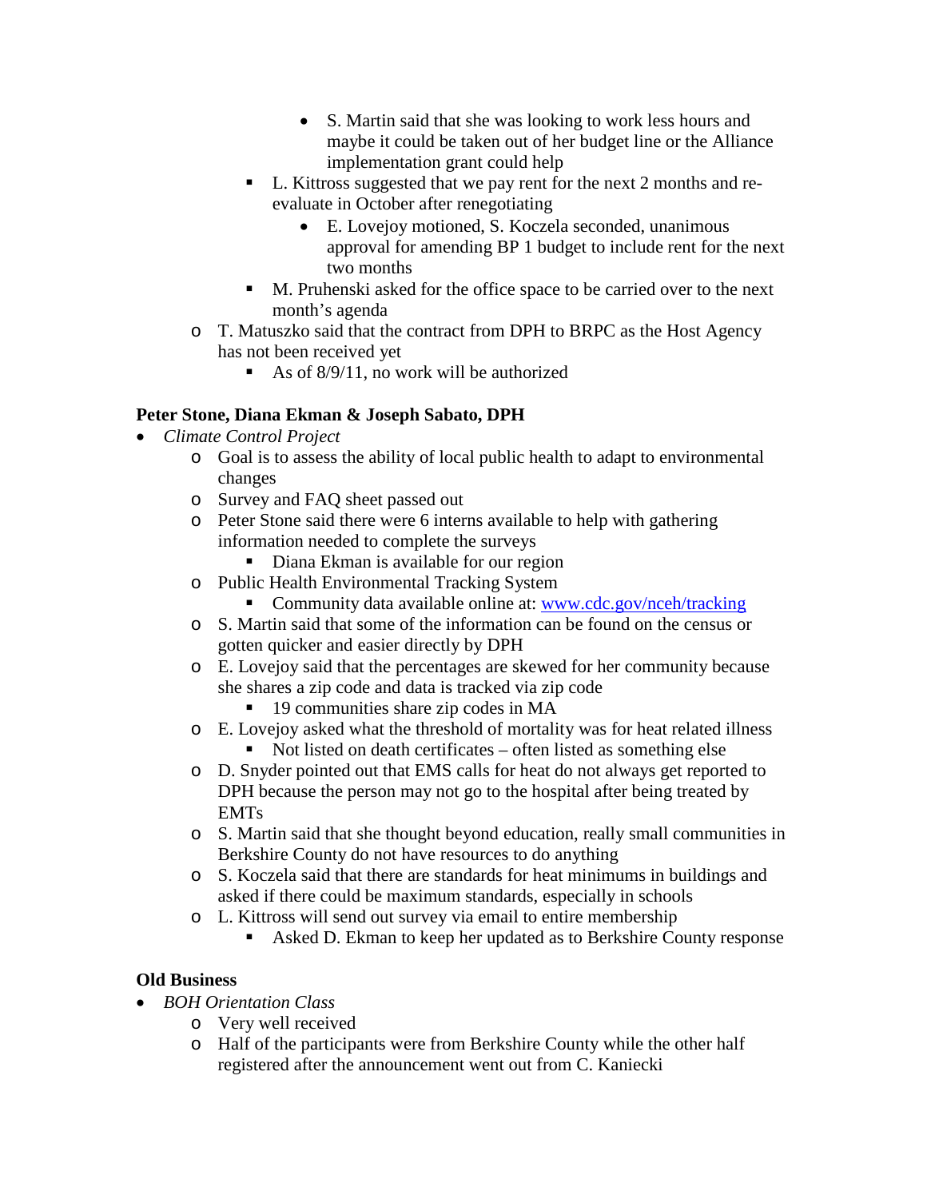- S. Martin said that she was looking to work less hours and maybe it could be taken out of her budget line or the Alliance implementation grant could help
    - L. Kittross suggested that we pay rent for the next 2 months and re-evaluate in October after renegotiating
      - E. Lovejoy motioned, S. Koczela seconded, unanimous approval for amending BP 1 budget to include rent for the next two months
    - M. Pruhenski asked for the office space to be carried over to the next month's agenda
  - T. Matuszko said that the contract from DPH to BRPC as the Host Agency has not been received yet
    - As of 8/9/11, no work will be authorized

**Peter Stone, Diana Ekman & Joseph Sabato, DPH**

- *Climate Control Project*
  - Goal is to assess the ability of local public health to adapt to environmental changes
  - Survey and FAQ sheet passed out
  - Peter Stone said there were 6 interns available to help with gathering information needed to complete the surveys
    - Diana Ekman is available for our region
  - Public Health Environmental Tracking System
    - Community data available online at: [www.cdc.gov/nceh/tracking](http://www.cdc.gov/nceh/tracking)
  - S. Martin said that some of the information can be found on the census or gotten quicker and easier directly by DPH
  - E. Lovejoy said that the percentages are skewed for her community because she shares a zip code and data is tracked via zip code
    - 19 communities share zip codes in MA
  - E. Lovejoy asked what the threshold of mortality was for heat related illness
    - Not listed on death certificates – often listed as something else
  - D. Snyder pointed out that EMS calls for heat do not always get reported to DPH because the person may not go to the hospital after being treated by EMTs
  - S. Martin said that she thought beyond education, really small communities in Berkshire County do not have resources to do anything
  - S. Koczela said that there are standards for heat minimums in buildings and asked if there could be maximum standards, especially in schools
  - L. Kittross will send out survey via email to entire membership
    - Asked D. Ekman to keep her updated as to Berkshire County response

**Old Business**

- *BOH Orientation Class*
  - Very well received
  - Half of the participants were from Berkshire County while the other half registered after the announcement went out from C. Kaniecki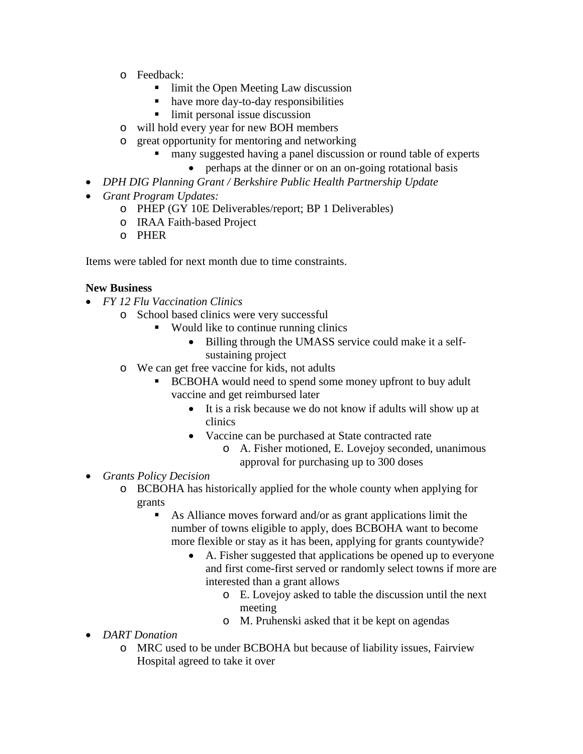- Feedback:
    - limit the Open Meeting Law discussion
    - have more day-to-day responsibilities
    - limit personal issue discussion
  - will hold every year for new BOH members
  - great opportunity for mentoring and networking
    - many suggested having a panel discussion or round table of experts
      - perhaps at the dinner or on an on-going rotational basis
- *DPH DIG Planning Grant / Berkshire Public Health Partnership Update*
- *Grant Program Updates:*
  - PHEP (GY 10E Deliverables/report; BP 1 Deliverables)
  - IRAA Faith-based Project
  - PHER

Items were tabled for next month due to time constraints.

**New Business**

- *FY 12 Flu Vaccination Clinics*
  - School based clinics were very successful
    - Would like to continue running clinics
      - Billing through the UMASS service could make it a self-sustaining project
  - We can get free vaccine for kids, not adults
    - BCBOHA would need to spend some money upfront to buy adult vaccine and get reimbursed later
      - It is a risk because we do not know if adults will show up at clinics
      - Vaccine can be purchased at State contracted rate
        - A. Fisher motioned, E. Lovejoy seconded, unanimous approval for purchasing up to 300 doses
- *Grants Policy Decision*
  - BCBOHA has historically applied for the whole county when applying for grants
    - As Alliance moves forward and/or as grant applications limit the number of towns eligible to apply, does BCBOHA want to become more flexible or stay as it has been, applying for grants countywide?
      - A. Fisher suggested that applications be opened up to everyone and first come-first served or randomly select towns if more are interested than a grant allows
        - E. Lovejoy asked to table the discussion until the next meeting
        - M. Pruhenski asked that it be kept on agendas
- *DART Donation*
  - MRC used to be under BCBOHA but because of liability issues, Fairview Hospital agreed to take it over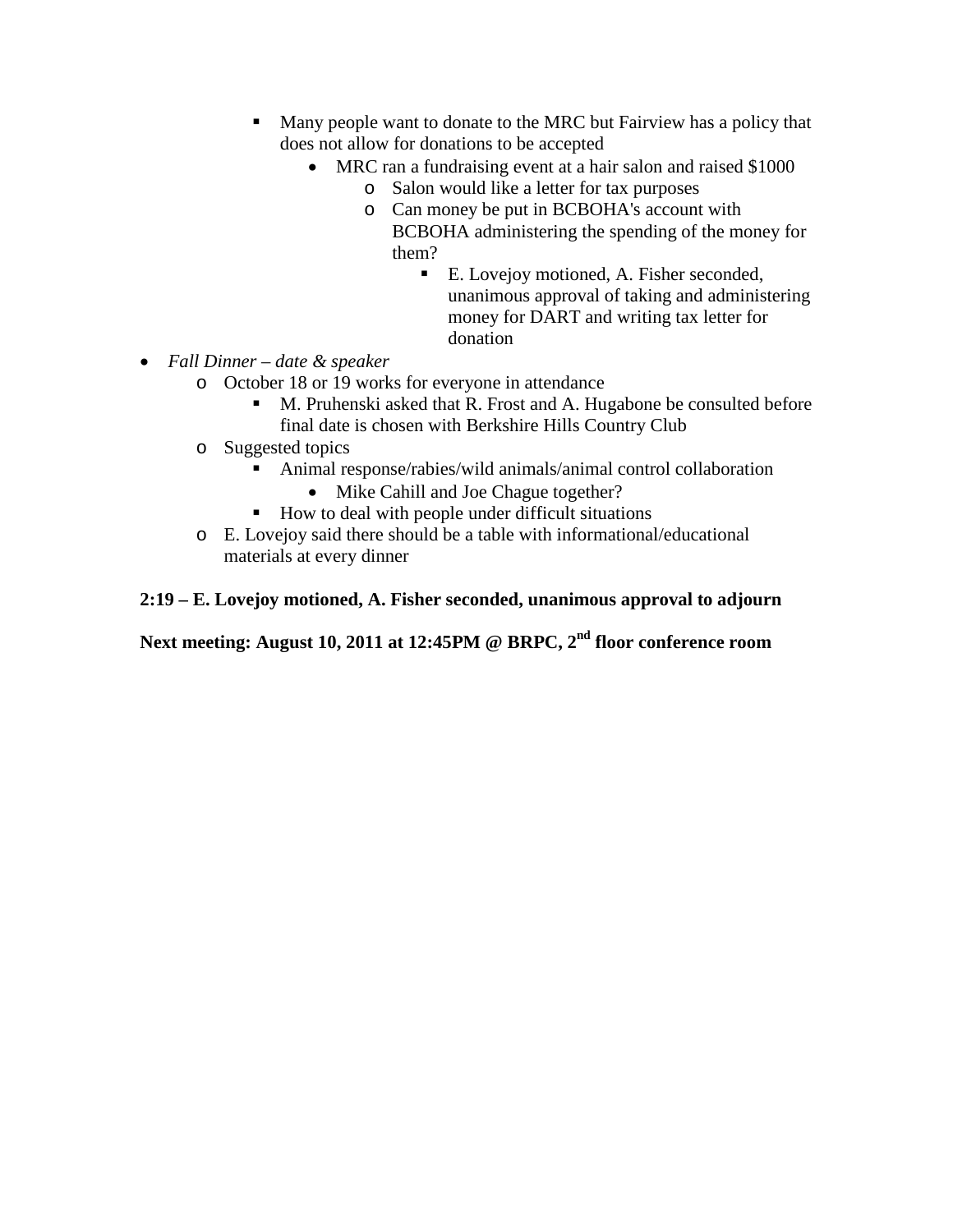- Many people want to donate to the MRC but Fairview has a policy that does not allow for donations to be accepted
                - MRC ran a fundraising event at a hair salon and raised $1000
                    - Salon would like a letter for tax purposes
                    - Can money be put in BCBOHA's account with BCBOHA administering the spending of the money for them?
                        - E. Lovejoy motioned, A. Fisher seconded, unanimous approval of taking and administering money for DART and writing tax letter for donation

- *Fall Dinner – date & speaker*
    - October 18 or 19 works for everyone in attendance
        - M. Pruhenski asked that R. Frost and A. Hugabone be consulted before final date is chosen with Berkshire Hills Country Club
    - Suggested topics
        - Animal response/rabies/wild animals/animal control collaboration
            - Mike Cahill and Joe Chague together?
        - How to deal with people under difficult situations
    - E. Lovejoy said there should be a table with informational/educational materials at every dinner

**2:19 – E. Lovejoy motioned, A. Fisher seconded, unanimous approval to adjourn**

**Next meeting: August 10, 2011 at 12:45PM @ BRPC, 2nd floor conference room**